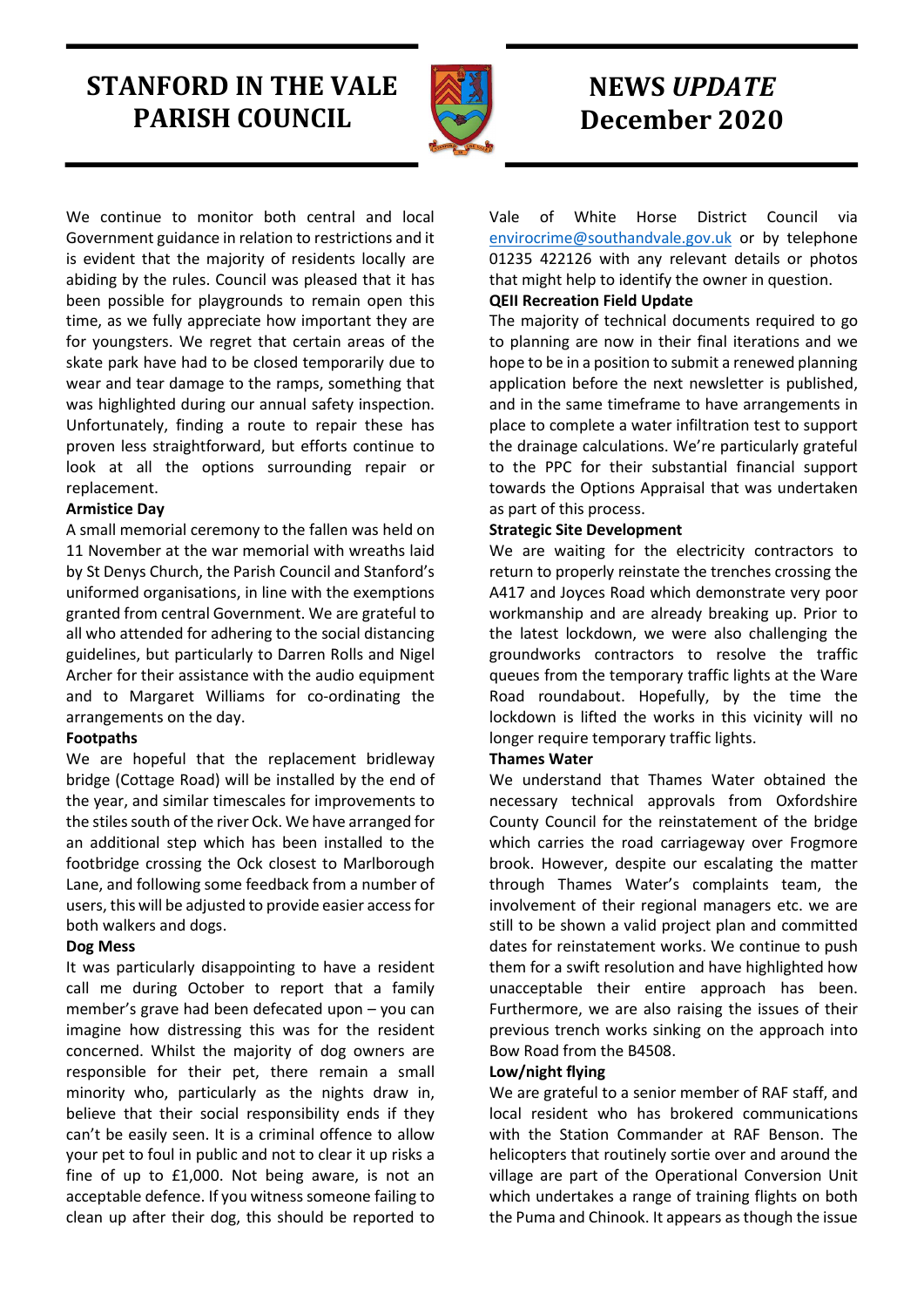# STANFORD IN THE VALE PARISH COUNCIL

# NEWS *UPDATE* December 2020

We continue to monitor both central and local Government guidance in relation to restrictions and it is evident that the majority of residents locally are abiding by the rules. Council was pleased that it has been possible for playgrounds to remain open this time, as we fully appreciate how important they are for youngsters. We regret that certain areas of the skate park have had to be closed temporarily due to wear and tear damage to the ramps, something that was highlighted during our annual safety inspection. Unfortunately, finding a route to repair these has proven less straightforward, but efforts continue to look at all the options surrounding repair or replacement.

**Armistice Day**

A small memorial ceremony to the fallen was held on 11 November at the war memorial with wreaths laid by St Denys Church, the Parish Council and Stanford's uniformed organisations, in line with the exemptions granted from central Government. We are grateful to all who attended for adhering to the social distancing guidelines, but particularly to Darren Rolls and Nigel Archer for their assistance with the audio equipment and to Margaret Williams for co-ordinating the arrangements on the day.

**Footpaths**

We are hopeful that the replacement bridleway bridge (Cottage Road) will be installed by the end of the year, and similar timescales for improvements to the stiles south of the river Ock. We have arranged for an additional step which has been installed to the footbridge crossing the Ock closest to Marlborough Lane, and following some feedback from a number of users, this will be adjusted to provide easier access for both walkers and dogs.

**Dog Mess**

It was particularly disappointing to have a resident call me during October to report that a family member's grave had been defecated upon – you can imagine how distressing this was for the resident concerned. Whilst the majority of dog owners are responsible for their pet, there remain a small minority who, particularly as the nights draw in, believe that their social responsibility ends if they can't be easily seen. It is a criminal offence to allow your pet to foul in public and not to clear it up risks a fine of up to £1,000. Not being aware, is not an acceptable defence. If you witness someone failing to clean up after their dog, this should be reported to Vale of White Horse District Council via envirocrime@southandvale.gov.uk or by telephone 01235 422126 with any relevant details or photos that might help to identify the owner in question.

**QEII Recreation Field Update**

The majority of technical documents required to go to planning are now in their final iterations and we hope to be in a position to submit a renewed planning application before the next newsletter is published, and in the same timeframe to have arrangements in place to complete a water infiltration test to support the drainage calculations. We're particularly grateful to the PPC for their substantial financial support towards the Options Appraisal that was undertaken as part of this process.

**Strategic Site Development**

We are waiting for the electricity contractors to return to properly reinstate the trenches crossing the A417 and Joyces Road which demonstrate very poor workmanship and are already breaking up. Prior to the latest lockdown, we were also challenging the groundworks contractors to resolve the traffic queues from the temporary traffic lights at the Ware Road roundabout. Hopefully, by the time the lockdown is lifted the works in this vicinity will no longer require temporary traffic lights.

**Thames Water**

We understand that Thames Water obtained the necessary technical approvals from Oxfordshire County Council for the reinstatement of the bridge which carries the road carriageway over Frogmore brook. However, despite our escalating the matter through Thames Water's complaints team, the involvement of their regional managers etc. we are still to be shown a valid project plan and committed dates for reinstatement works. We continue to push them for a swift resolution and have highlighted how unacceptable their entire approach has been. Furthermore, we are also raising the issues of their previous trench works sinking on the approach into Bow Road from the B4508.

**Low/night flying**

We are grateful to a senior member of RAF staff, and local resident who has brokered communications with the Station Commander at RAF Benson. The helicopters that routinely sortie over and around the village are part of the Operational Conversion Unit which undertakes a range of training flights on both the Puma and Chinook. It appears as though the issue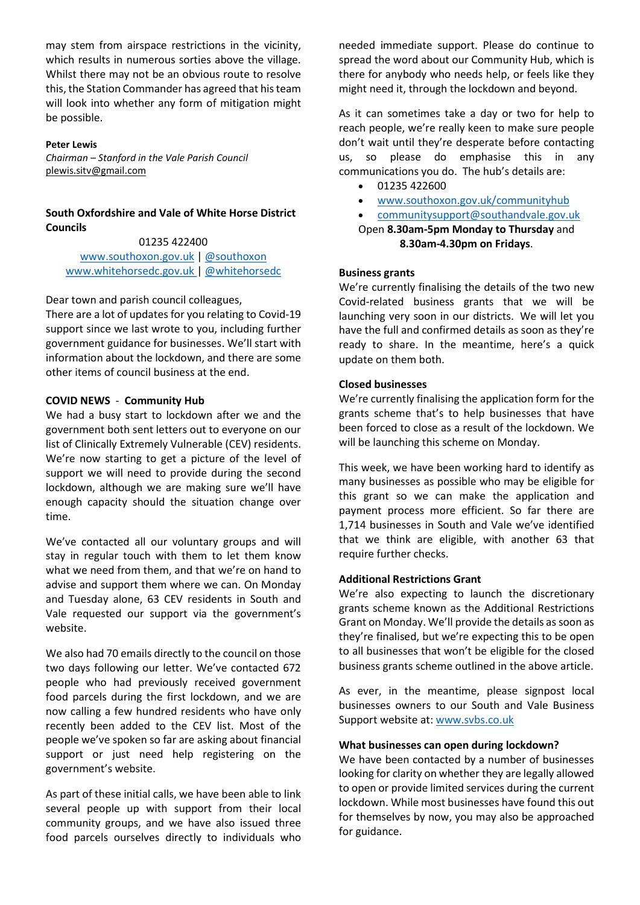may stem from airspace restrictions in the vicinity, which results in numerous sorties above the village. Whilst there may not be an obvious route to resolve this, the Station Commander has agreed that his team will look into whether any form of mitigation might be possible.

**Peter Lewis**
*Chairman – Stanford in the Vale Parish Council*
plewis.sitv@gmail.com

**South Oxfordshire and Vale of White Horse District Councils**

01235 422400
www.southoxon.gov.uk | @southoxon
www.whitehorsedc.gov.uk | @whitehorsedc

Dear town and parish council colleagues,
There are a lot of updates for you relating to Covid-19 support since we last wrote to you, including further government guidance for businesses. We'll start with information about the lockdown, and there are some other items of council business at the end.

**COVID NEWS - Community Hub**
We had a busy start to lockdown after we and the government both sent letters out to everyone on our list of Clinically Extremely Vulnerable (CEV) residents. We're now starting to get a picture of the level of support we will need to provide during the second lockdown, although we are making sure we'll have enough capacity should the situation change over time.

We've contacted all our voluntary groups and will stay in regular touch with them to let them know what we need from them, and that we're on hand to advise and support them where we can. On Monday and Tuesday alone, 63 CEV residents in South and Vale requested our support via the government's website.

We also had 70 emails directly to the council on those two days following our letter. We've contacted 672 people who had previously received government food parcels during the first lockdown, and we are now calling a few hundred residents who have only recently been added to the CEV list. Most of the people we've spoken so far are asking about financial support or just need help registering on the government's website.

As part of these initial calls, we have been able to link several people up with support from their local community groups, and we have also issued three food parcels ourselves directly to individuals who needed immediate support. Please do continue to spread the word about our Community Hub, which is there for anybody who needs help, or feels like they might need it, through the lockdown and beyond.

As it can sometimes take a day or two for help to reach people, we're really keen to make sure people don't wait until they're desperate before contacting us, so please do emphasise this in any communications you do. The hub's details are:

- 01235 422600
- www.southoxon.gov.uk/communityhub
- communitysupport@southandvale.gov.uk

Open **8.30am-5pm Monday to Thursday** and **8.30am-4.30pm on Fridays**.

**Business grants**
We're currently finalising the details of the two new Covid-related business grants that we will be launching very soon in our districts. We will let you have the full and confirmed details as soon as they're ready to share. In the meantime, here's a quick update on them both.

**Closed businesses**
We're currently finalising the application form for the grants scheme that's to help businesses that have been forced to close as a result of the lockdown. We will be launching this scheme on Monday.

This week, we have been working hard to identify as many businesses as possible who may be eligible for this grant so we can make the application and payment process more efficient. So far there are 1,714 businesses in South and Vale we've identified that we think are eligible, with another 63 that require further checks.

**Additional Restrictions Grant**
We're also expecting to launch the discretionary grants scheme known as the Additional Restrictions Grant on Monday. We'll provide the details as soon as they're finalised, but we're expecting this to be open to all businesses that won't be eligible for the closed business grants scheme outlined in the above article.

As ever, in the meantime, please signpost local businesses owners to our South and Vale Business Support website at: www.svbs.co.uk

**What businesses can open during lockdown?**
We have been contacted by a number of businesses looking for clarity on whether they are legally allowed to open or provide limited services during the current lockdown. While most businesses have found this out for themselves by now, you may also be approached for guidance.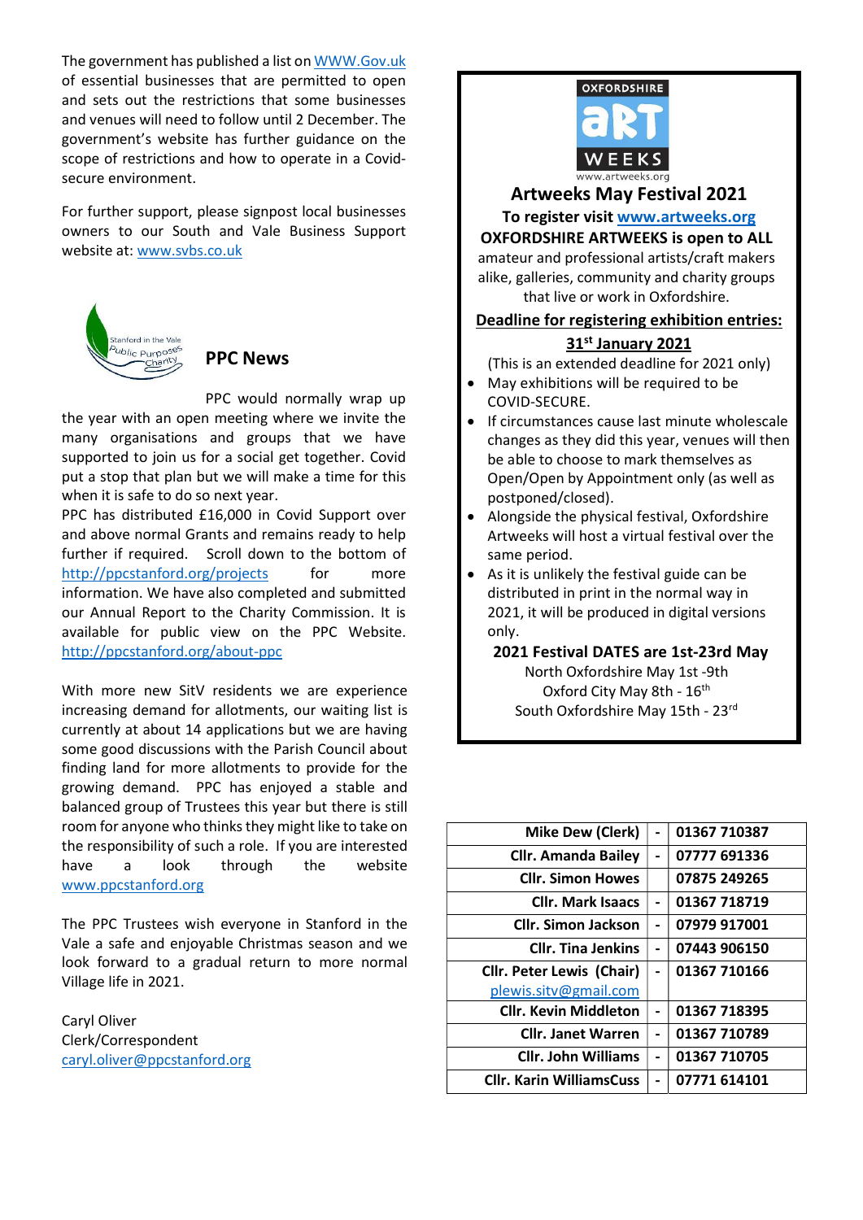The government has published a list on [WWW.Gov.uk](http://WWW.Gov.uk) of essential businesses that are permitted to open and sets out the restrictions that some businesses and venues will need to follow until 2 December. The government's website has further guidance on the scope of restrictions and how to operate in a Covid-secure environment.

For further support, please signpost local businesses owners to our South and Vale Business Support website at: [www.svbs.co.uk](http://www.svbs.co.uk)

## PPC News

PPC would normally wrap up the year with an open meeting where we invite the many organisations and groups that we have supported to join us for a social get together. Covid put a stop that plan but we will make a time for this when it is safe to do so next year.

PPC has distributed £16,000 in Covid Support over and above normal Grants and remains ready to help further if required. Scroll down to the bottom of [http://ppcstanford.org/projects](http://ppcstanford.org/projects) for more information. We have also completed and submitted our Annual Report to the Charity Commission. It is available for public view on the PPC Website. [http://ppcstanford.org/about-ppc](http://ppcstanford.org/about-ppc)

With more new SitV residents we are experience increasing demand for allotments, our waiting list is currently at about 14 applications but we are having some good discussions with the Parish Council about finding land for more allotments to provide for the growing demand. PPC has enjoyed a stable and balanced group of Trustees this year but there is still room for anyone who thinks they might like to take on the responsibility of such a role. If you are interested have a look through the website [www.ppcstanford.org](http://www.ppcstanford.org)

The PPC Trustees wish everyone in Stanford in the Vale a safe and enjoyable Christmas season and we look forward to a gradual return to more normal Village life in 2021.

Caryl Oliver
Clerk/Correspondent
[caryl.oliver@ppcstanford.org](mailto:caryl.oliver@ppcstanford.org)

OXFORDSHIRE ART WEEKS
www.artweeks.org

## Artweeks May Festival 2021

**To register visit [www.artweeks.org](http://www.artweeks.org)**

**OXFORDSHIRE ARTWEEKS is open to ALL** amateur and professional artists/craft makers alike, galleries, community and charity groups that live or work in Oxfordshire.

**Deadline for registering exhibition entries:**

**31st January 2021**

(This is an extended deadline for 2021 only)

- May exhibitions will be required to be COVID-SECURE.
- If circumstances cause last minute wholescale changes as they did this year, venues will then be able to choose to mark themselves as Open/Open by Appointment only (as well as postponed/closed).
- Alongside the physical festival, Oxfordshire Artweeks will host a virtual festival over the same period.
- As it is unlikely the festival guide can be distributed in print in the normal way in 2021, it will be produced in digital versions only.

**2021 Festival DATES are 1st-23rd May**

North Oxfordshire May 1st -9th
Oxford City May 8th - 16th
South Oxfordshire May 15th - 23rd

| | | |
|---|---|---|
| **Mike Dew (Clerk)** | **-** | **01367 710387** |
| **Cllr. Amanda Bailey** | **-** | **07777 691336** |
| **Cllr. Simon Howes** | | **07875 249265** |
| **Cllr. Mark Isaacs** | **-** | **01367 718719** |
| **Cllr. Simon Jackson** | **-** | **07979 917001** |
| **Cllr. Tina Jenkins** | **-** | **07443 906150** |
| **Cllr. Peter Lewis (Chair)** [plewis.sitv@gmail.com](mailto:plewis.sitv@gmail.com) | **-** | **01367 710166** |
| **Cllr. Kevin Middleton** | **-** | **01367 718395** |
| **Cllr. Janet Warren** | **-** | **01367 710789** |
| **Cllr. John Williams** | **-** | **01367 710705** |
| **Cllr. Karin WilliamsCuss** | **-** | **07771 614101** |